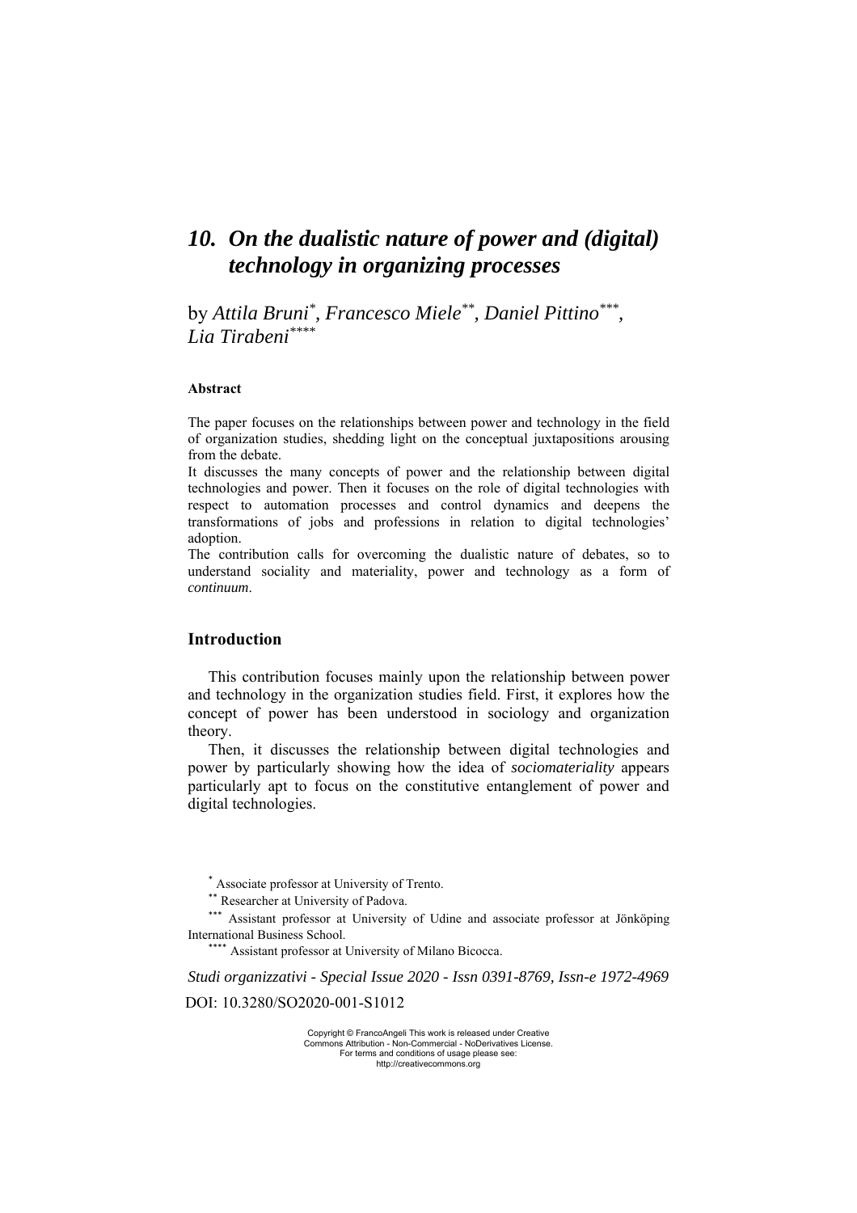# 10. On the dualistic nature of power and (digital) technology in organizing processes

by *Attila Bruni*[*], *Francesco Miele*[**], *Daniel Pittino*[***], *Lia Tirabeni*[****]

### Abstract

The paper focuses on the relationships between power and technology in the field of organization studies, shedding light on the conceptual juxtapositions arousing from the debate.

It discusses the many concepts of power and the relationship between digital technologies and power. Then it focuses on the role of digital technologies with respect to automation processes and control dynamics and deepens the transformations of jobs and professions in relation to digital technologies' adoption.

The contribution calls for overcoming the dualistic nature of debates, so to understand sociality and materiality, power and technology as a form of *continuum*.

## Introduction

This contribution focuses mainly upon the relationship between power and technology in the organization studies field. First, it explores how the concept of power has been understood in sociology and organization theory.

Then, it discusses the relationship between digital technologies and power by particularly showing how the idea of *sociomateriality* appears particularly apt to focus on the constitutive entanglement of power and digital technologies.

[*] Associate professor at University of Trento.

[**] Researcher at University of Padova.

[***] Assistant professor at University of Udine and associate professor at Jönköping International Business School.

[****] Assistant professor at University of Milano Bicocca.

*Studi organizzativi - Special Issue 2020 - Issn 0391-8769, Issn-e 1972-4969*

DOI: 10.3280/SO2020-001-S1012

Copyright © FrancoAngeli This work is released under Creative Commons Attribution - Non-Commercial - NoDerivatives License. For terms and conditions of usage please see: http://creativecommons.org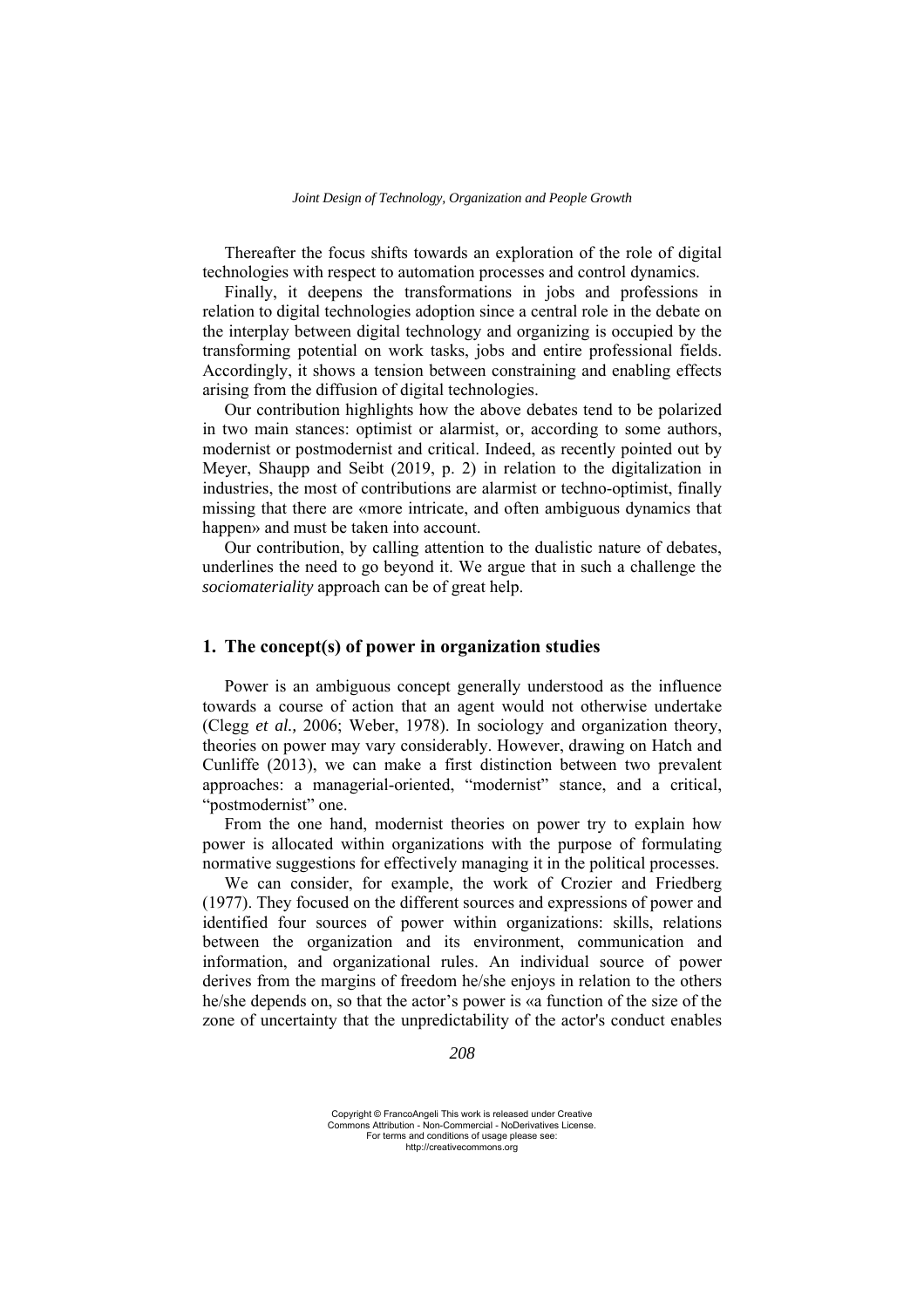Thereafter the focus shifts towards an exploration of the role of digital technologies with respect to automation processes and control dynamics.

Finally, it deepens the transformations in jobs and professions in relation to digital technologies adoption since a central role in the debate on the interplay between digital technology and organizing is occupied by the transforming potential on work tasks, jobs and entire professional fields. Accordingly, it shows a tension between constraining and enabling effects arising from the diffusion of digital technologies.

Our contribution highlights how the above debates tend to be polarized in two main stances: optimist or alarmist, or, according to some authors, modernist or postmodernist and critical. Indeed, as recently pointed out by Meyer, Shaupp and Seibt (2019, p. 2) in relation to the digitalization in industries, the most of contributions are alarmist or techno-optimist, finally missing that there are «more intricate, and often ambiguous dynamics that happen» and must be taken into account.

Our contribution, by calling attention to the dualistic nature of debates, underlines the need to go beyond it. We argue that in such a challenge the *sociomateriality* approach can be of great help.

## 1. The concept(s) of power in organization studies

Power is an ambiguous concept generally understood as the influence towards a course of action that an agent would not otherwise undertake (Clegg *et al.,* 2006; Weber, 1978). In sociology and organization theory, theories on power may vary considerably. However, drawing on Hatch and Cunliffe (2013), we can make a first distinction between two prevalent approaches: a managerial-oriented, "modernist" stance, and a critical, "postmodernist" one.

From the one hand, modernist theories on power try to explain how power is allocated within organizations with the purpose of formulating normative suggestions for effectively managing it in the political processes.

We can consider, for example, the work of Crozier and Friedberg (1977). They focused on the different sources and expressions of power and identified four sources of power within organizations: skills, relations between the organization and its environment, communication and information, and organizational rules. An individual source of power derives from the margins of freedom he/she enjoys in relation to the others he/she depends on, so that the actor's power is «a function of the size of the zone of uncertainty that the unpredictability of the actor's conduct enables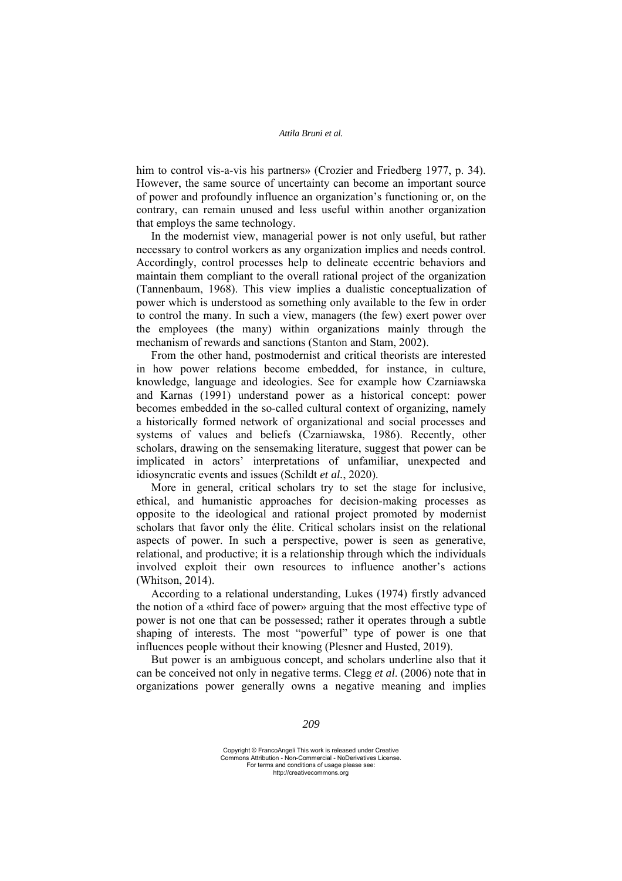him to control vis-a-vis his partners» (Crozier and Friedberg 1977, p. 34). However, the same source of uncertainty can become an important source of power and profoundly influence an organization's functioning or, on the contrary, can remain unused and less useful within another organization that employs the same technology.

In the modernist view, managerial power is not only useful, but rather necessary to control workers as any organization implies and needs control. Accordingly, control processes help to delineate eccentric behaviors and maintain them compliant to the overall rational project of the organization (Tannenbaum, 1968). This view implies a dualistic conceptualization of power which is understood as something only available to the few in order to control the many. In such a view, managers (the few) exert power over the employees (the many) within organizations mainly through the mechanism of rewards and sanctions (Stanton and Stam, 2002).

From the other hand, postmodernist and critical theorists are interested in how power relations become embedded, for instance, in culture, knowledge, language and ideologies. See for example how Czarniawska and Karnas (1991) understand power as a historical concept: power becomes embedded in the so-called cultural context of organizing, namely a historically formed network of organizational and social processes and systems of values and beliefs (Czarniawska, 1986). Recently, other scholars, drawing on the sensemaking literature, suggest that power can be implicated in actors' interpretations of unfamiliar, unexpected and idiosyncratic events and issues (Schildt *et al.*, 2020).

More in general, critical scholars try to set the stage for inclusive, ethical, and humanistic approaches for decision-making processes as opposite to the ideological and rational project promoted by modernist scholars that favor only the élite. Critical scholars insist on the relational aspects of power. In such a perspective, power is seen as generative, relational, and productive; it is a relationship through which the individuals involved exploit their own resources to influence another's actions (Whitson, 2014).

According to a relational understanding, Lukes (1974) firstly advanced the notion of a «third face of power» arguing that the most effective type of power is not one that can be possessed; rather it operates through a subtle shaping of interests. The most "powerful" type of power is one that influences people without their knowing (Plesner and Husted, 2019).

But power is an ambiguous concept, and scholars underline also that it can be conceived not only in negative terms. Clegg *et al.* (2006) note that in organizations power generally owns a negative meaning and implies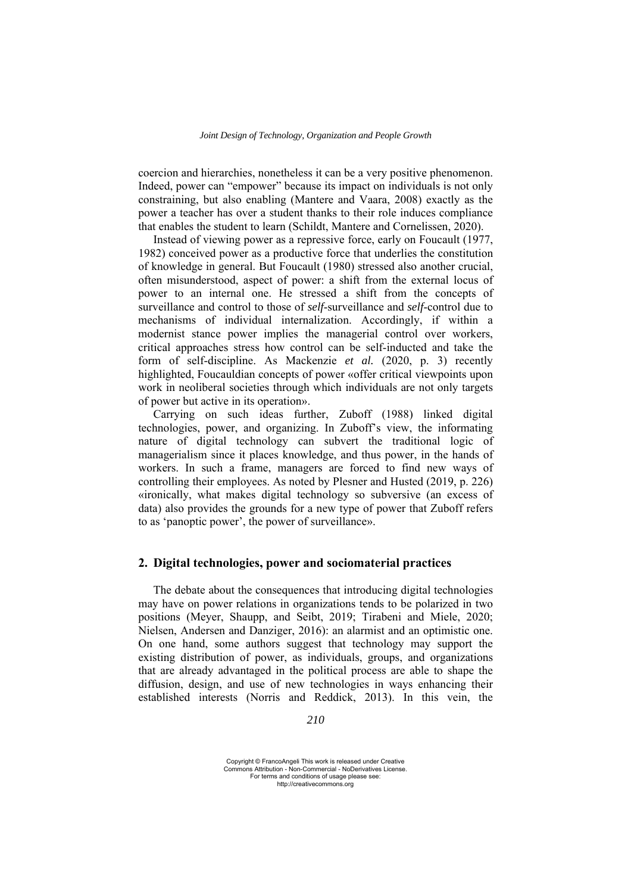coercion and hierarchies, nonetheless it can be a very positive phenomenon. Indeed, power can "empower" because its impact on individuals is not only constraining, but also enabling (Mantere and Vaara, 2008) exactly as the power a teacher has over a student thanks to their role induces compliance that enables the student to learn (Schildt, Mantere and Cornelissen, 2020).

Instead of viewing power as a repressive force, early on Foucault (1977, 1982) conceived power as a productive force that underlies the constitution of knowledge in general. But Foucault (1980) stressed also another crucial, often misunderstood, aspect of power: a shift from the external locus of power to an internal one. He stressed a shift from the concepts of surveillance and control to those of *self*-surveillance and *self*-control due to mechanisms of individual internalization. Accordingly, if within a modernist stance power implies the managerial control over workers, critical approaches stress how control can be self-inducted and take the form of self-discipline. As Mackenzie *et al.* (2020, p. 3) recently highlighted, Foucauldian concepts of power «offer critical viewpoints upon work in neoliberal societies through which individuals are not only targets of power but active in its operation».

Carrying on such ideas further, Zuboff (1988) linked digital technologies, power, and organizing. In Zuboff's view, the informating nature of digital technology can subvert the traditional logic of managerialism since it places knowledge, and thus power, in the hands of workers. In such a frame, managers are forced to find new ways of controlling their employees. As noted by Plesner and Husted (2019, p. 226) «ironically, what makes digital technology so subversive (an excess of data) also provides the grounds for a new type of power that Zuboff refers to as 'panoptic power', the power of surveillance».

## 2. Digital technologies, power and sociomaterial practices

The debate about the consequences that introducing digital technologies may have on power relations in organizations tends to be polarized in two positions (Meyer, Shaupp, and Seibt, 2019; Tirabeni and Miele, 2020; Nielsen, Andersen and Danziger, 2016): an alarmist and an optimistic one. On one hand, some authors suggest that technology may support the existing distribution of power, as individuals, groups, and organizations that are already advantaged in the political process are able to shape the diffusion, design, and use of new technologies in ways enhancing their established interests (Norris and Reddick, 2013). In this vein, the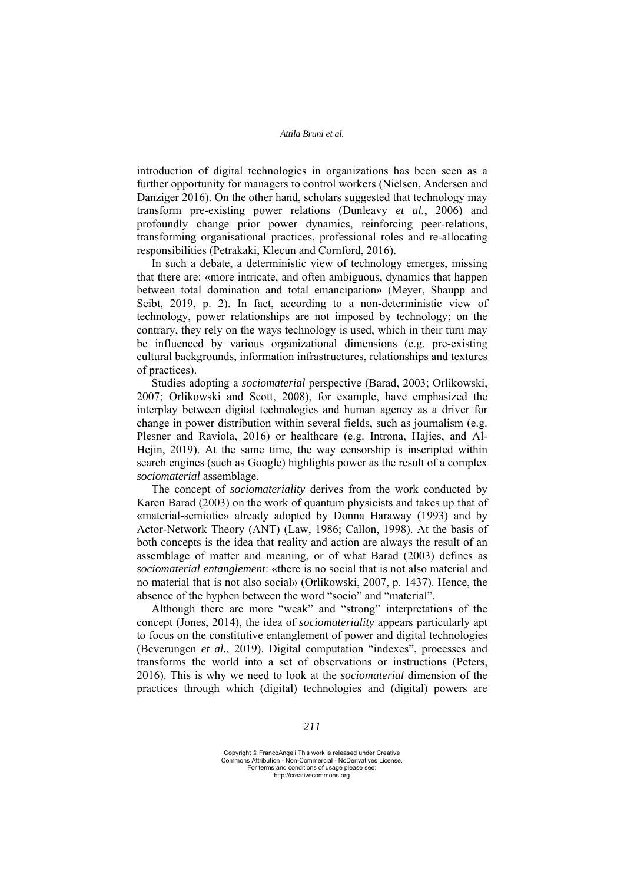introduction of digital technologies in organizations has been seen as a further opportunity for managers to control workers (Nielsen, Andersen and Danziger 2016). On the other hand, scholars suggested that technology may transform pre-existing power relations (Dunleavy *et al.*, 2006) and profoundly change prior power dynamics, reinforcing peer-relations, transforming organisational practices, professional roles and re-allocating responsibilities (Petrakaki, Klecun and Cornford, 2016).

In such a debate, a deterministic view of technology emerges, missing that there are: «more intricate, and often ambiguous, dynamics that happen between total domination and total emancipation» (Meyer, Shaupp and Seibt, 2019, p. 2). In fact, according to a non-deterministic view of technology, power relationships are not imposed by technology; on the contrary, they rely on the ways technology is used, which in their turn may be influenced by various organizational dimensions (e.g. pre-existing cultural backgrounds, information infrastructures, relationships and textures of practices).

Studies adopting a *sociomaterial* perspective (Barad, 2003; Orlikowski, 2007; Orlikowski and Scott, 2008), for example, have emphasized the interplay between digital technologies and human agency as a driver for change in power distribution within several fields, such as journalism (e.g. Plesner and Raviola, 2016) or healthcare (e.g. Introna, Hajies, and Al-Hejin, 2019). At the same time, the way censorship is inscripted within search engines (such as Google) highlights power as the result of a complex *sociomaterial* assemblage.

The concept of *sociomateriality* derives from the work conducted by Karen Barad (2003) on the work of quantum physicists and takes up that of «material-semiotic» already adopted by Donna Haraway (1993) and by Actor-Network Theory (ANT) (Law, 1986; Callon, 1998). At the basis of both concepts is the idea that reality and action are always the result of an assemblage of matter and meaning, or of what Barad (2003) defines as *sociomaterial entanglement*: «there is no social that is not also material and no material that is not also social» (Orlikowski, 2007, p. 1437). Hence, the absence of the hyphen between the word "socio" and "material".

Although there are more "weak" and "strong" interpretations of the concept (Jones, 2014), the idea of *sociomateriality* appears particularly apt to focus on the constitutive entanglement of power and digital technologies (Beverungen *et al.*, 2019). Digital computation "indexes", processes and transforms the world into a set of observations or instructions (Peters, 2016). This is why we need to look at the *sociomaterial* dimension of the practices through which (digital) technologies and (digital) powers are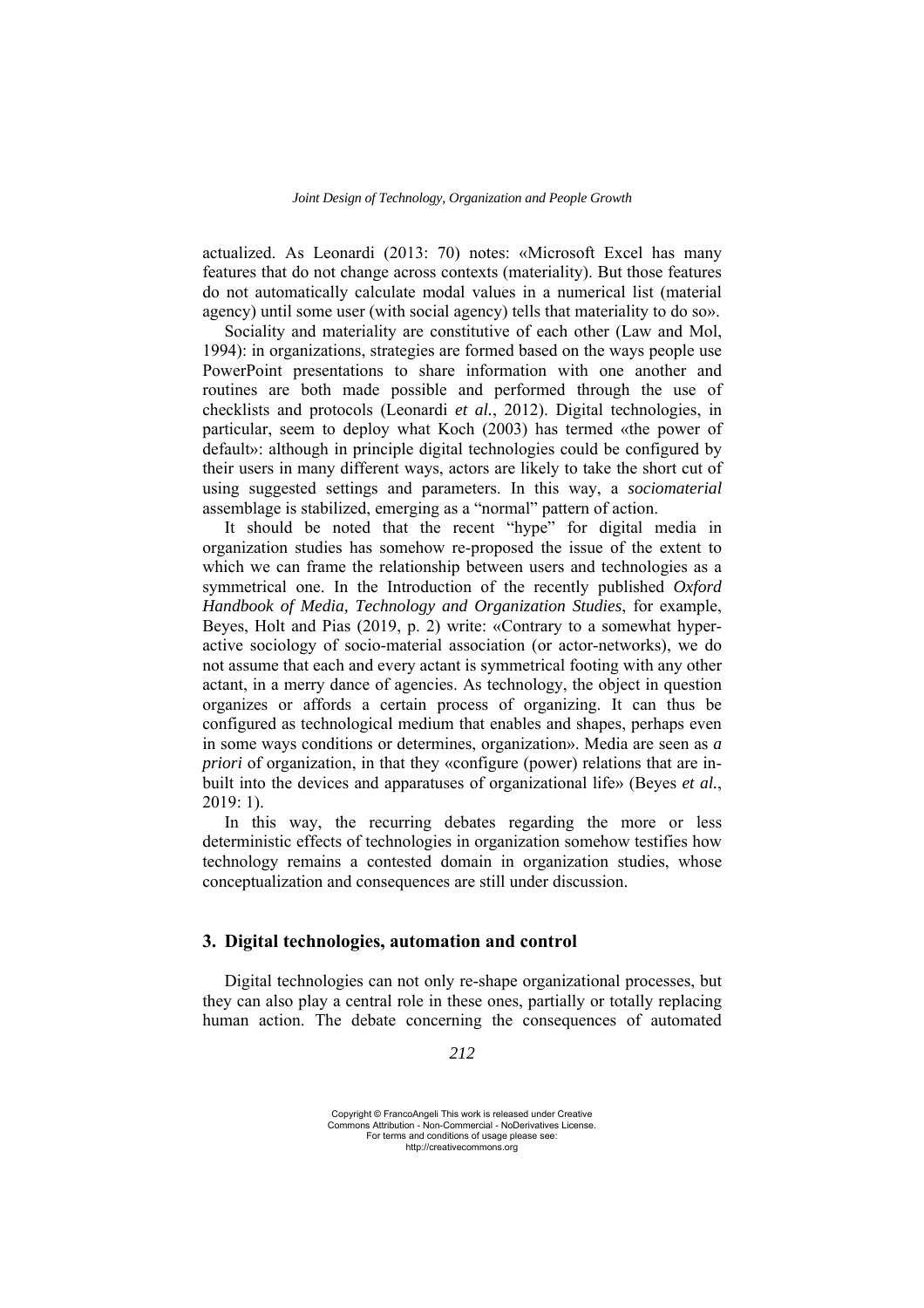actualized. As Leonardi (2013: 70) notes: «Microsoft Excel has many features that do not change across contexts (materiality). But those features do not automatically calculate modal values in a numerical list (material agency) until some user (with social agency) tells that materiality to do so».

Sociality and materiality are constitutive of each other (Law and Mol, 1994): in organizations, strategies are formed based on the ways people use PowerPoint presentations to share information with one another and routines are both made possible and performed through the use of checklists and protocols (Leonardi *et al.*, 2012). Digital technologies, in particular, seem to deploy what Koch (2003) has termed «the power of default»: although in principle digital technologies could be configured by their users in many different ways, actors are likely to take the short cut of using suggested settings and parameters. In this way, a *sociomaterial* assemblage is stabilized, emerging as a "normal" pattern of action.

It should be noted that the recent "hype" for digital media in organization studies has somehow re-proposed the issue of the extent to which we can frame the relationship between users and technologies as a symmetrical one. In the Introduction of the recently published *Oxford Handbook of Media, Technology and Organization Studies*, for example, Beyes, Holt and Pias (2019, p. 2) write: «Contrary to a somewhat hyper-active sociology of socio-material association (or actor-networks), we do not assume that each and every actant is symmetrical footing with any other actant, in a merry dance of agencies. As technology, the object in question organizes or affords a certain process of organizing. It can thus be configured as technological medium that enables and shapes, perhaps even in some ways conditions or determines, organization». Media are seen as *a priori* of organization, in that they «configure (power) relations that are in-built into the devices and apparatuses of organizational life» (Beyes *et al.*, 2019: 1).

In this way, the recurring debates regarding the more or less deterministic effects of technologies in organization somehow testifies how technology remains a contested domain in organization studies, whose conceptualization and consequences are still under discussion.

## 3. Digital technologies, automation and control

Digital technologies can not only re-shape organizational processes, but they can also play a central role in these ones, partially or totally replacing human action. The debate concerning the consequences of automated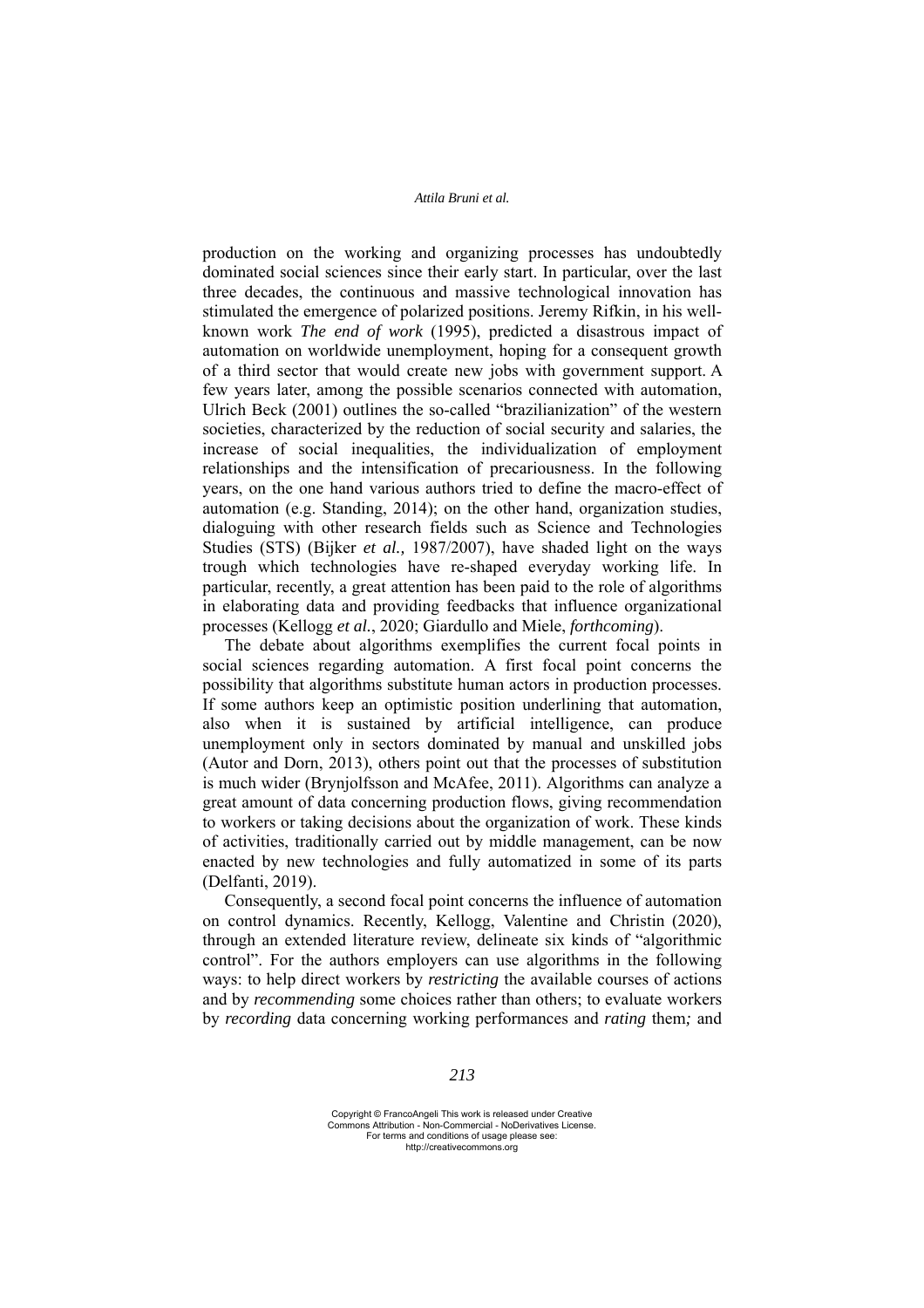production on the working and organizing processes has undoubtedly dominated social sciences since their early start. In particular, over the last three decades, the continuous and massive technological innovation has stimulated the emergence of polarized positions. Jeremy Rifkin, in his well-known work *The end of work* (1995), predicted a disastrous impact of automation on worldwide unemployment, hoping for a consequent growth of a third sector that would create new jobs with government support. A few years later, among the possible scenarios connected with automation, Ulrich Beck (2001) outlines the so-called "brazilianization" of the western societies, characterized by the reduction of social security and salaries, the increase of social inequalities, the individualization of employment relationships and the intensification of precariousness. In the following years, on the one hand various authors tried to define the macro-effect of automation (e.g. Standing, 2014); on the other hand, organization studies, dialoguing with other research fields such as Science and Technologies Studies (STS) (Bijker *et al.,* 1987/2007), have shaded light on the ways trough which technologies have re-shaped everyday working life. In particular, recently, a great attention has been paid to the role of algorithms in elaborating data and providing feedbacks that influence organizational processes (Kellogg *et al.*, 2020; Giardullo and Miele, *forthcoming*).

The debate about algorithms exemplifies the current focal points in social sciences regarding automation. A first focal point concerns the possibility that algorithms substitute human actors in production processes. If some authors keep an optimistic position underlining that automation, also when it is sustained by artificial intelligence, can produce unemployment only in sectors dominated by manual and unskilled jobs (Autor and Dorn, 2013), others point out that the processes of substitution is much wider (Brynjolfsson and McAfee, 2011). Algorithms can analyze a great amount of data concerning production flows, giving recommendation to workers or taking decisions about the organization of work. These kinds of activities, traditionally carried out by middle management, can be now enacted by new technologies and fully automatized in some of its parts (Delfanti, 2019).

Consequently, a second focal point concerns the influence of automation on control dynamics. Recently, Kellogg, Valentine and Christin (2020), through an extended literature review, delineate six kinds of "algorithmic control". For the authors employers can use algorithms in the following ways: to help direct workers by *restricting* the available courses of actions and by *recommending* some choices rather than others; to evaluate workers by *recording* data concerning working performances and *rating* them*;* and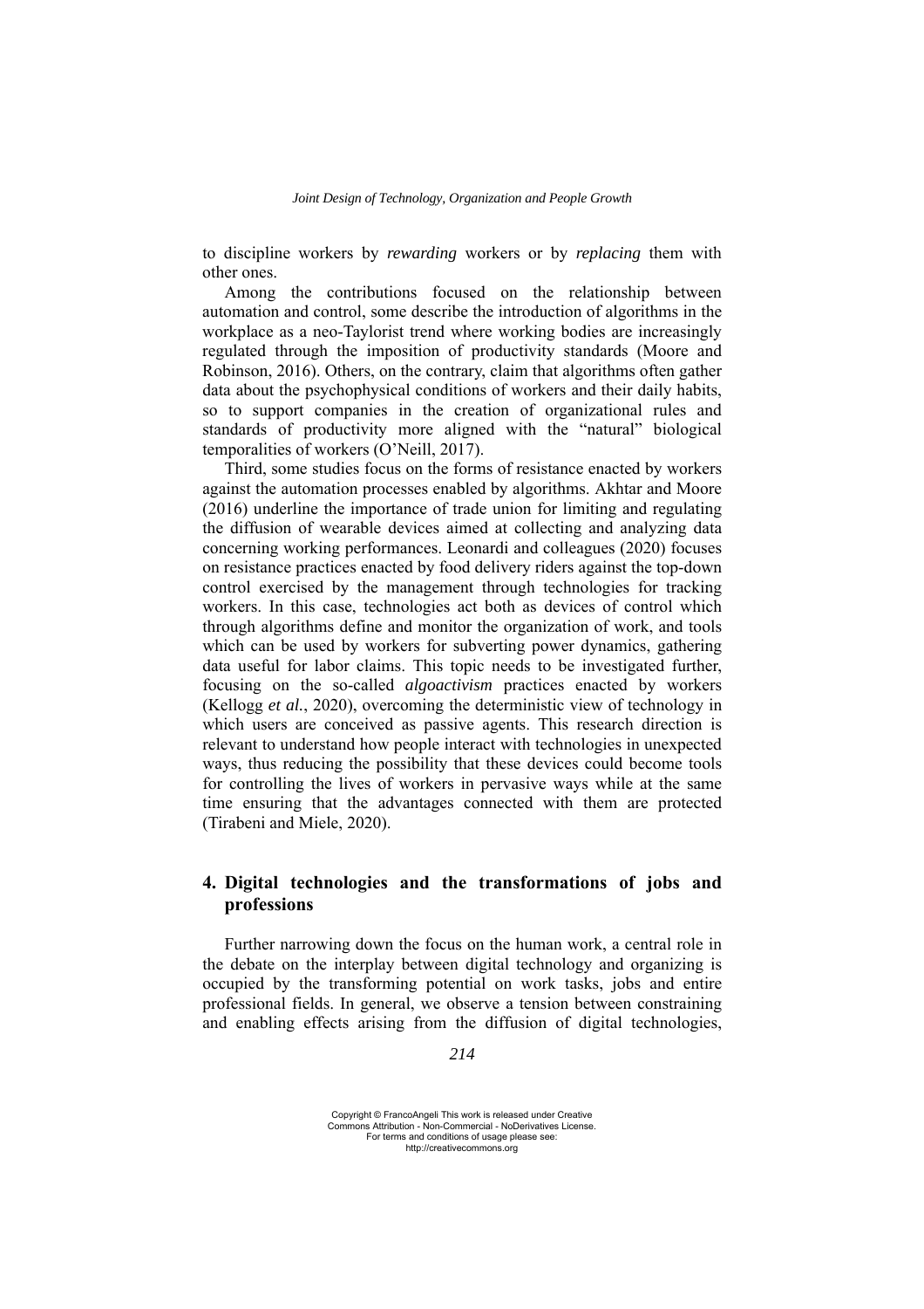to discipline workers by *rewarding* workers or by *replacing* them with other ones.

Among the contributions focused on the relationship between automation and control, some describe the introduction of algorithms in the workplace as a neo-Taylorist trend where working bodies are increasingly regulated through the imposition of productivity standards (Moore and Robinson, 2016). Others, on the contrary, claim that algorithms often gather data about the psychophysical conditions of workers and their daily habits, so to support companies in the creation of organizational rules and standards of productivity more aligned with the "natural" biological temporalities of workers (O'Neill, 2017).

Third, some studies focus on the forms of resistance enacted by workers against the automation processes enabled by algorithms. Akhtar and Moore (2016) underline the importance of trade union for limiting and regulating the diffusion of wearable devices aimed at collecting and analyzing data concerning working performances. Leonardi and colleagues (2020) focuses on resistance practices enacted by food delivery riders against the top-down control exercised by the management through technologies for tracking workers. In this case, technologies act both as devices of control which through algorithms define and monitor the organization of work, and tools which can be used by workers for subverting power dynamics, gathering data useful for labor claims. This topic needs to be investigated further, focusing on the so-called *algoactivism* practices enacted by workers (Kellogg *et al.*, 2020), overcoming the deterministic view of technology in which users are conceived as passive agents. This research direction is relevant to understand how people interact with technologies in unexpected ways, thus reducing the possibility that these devices could become tools for controlling the lives of workers in pervasive ways while at the same time ensuring that the advantages connected with them are protected (Tirabeni and Miele, 2020).

## 4. Digital technologies and the transformations of jobs and professions

Further narrowing down the focus on the human work, a central role in the debate on the interplay between digital technology and organizing is occupied by the transforming potential on work tasks, jobs and entire professional fields. In general, we observe a tension between constraining and enabling effects arising from the diffusion of digital technologies,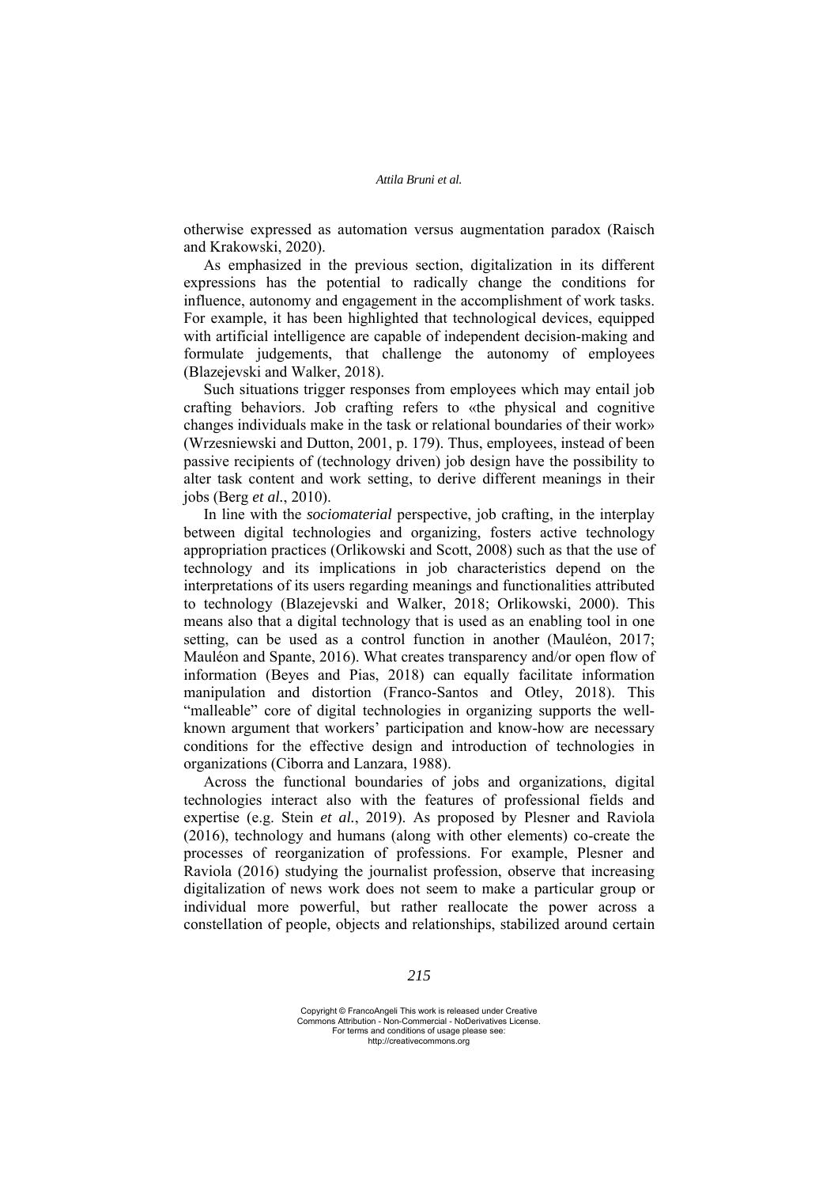otherwise expressed as automation versus augmentation paradox (Raisch and Krakowski, 2020).

As emphasized in the previous section, digitalization in its different expressions has the potential to radically change the conditions for influence, autonomy and engagement in the accomplishment of work tasks. For example, it has been highlighted that technological devices, equipped with artificial intelligence are capable of independent decision-making and formulate judgements, that challenge the autonomy of employees (Blazejevski and Walker, 2018).

Such situations trigger responses from employees which may entail job crafting behaviors. Job crafting refers to «the physical and cognitive changes individuals make in the task or relational boundaries of their work» (Wrzesniewski and Dutton, 2001, p. 179). Thus, employees, instead of been passive recipients of (technology driven) job design have the possibility to alter task content and work setting, to derive different meanings in their jobs (Berg *et al.*, 2010).

In line with the *sociomaterial* perspective, job crafting, in the interplay between digital technologies and organizing, fosters active technology appropriation practices (Orlikowski and Scott, 2008) such as that the use of technology and its implications in job characteristics depend on the interpretations of its users regarding meanings and functionalities attributed to technology (Blazejevski and Walker, 2018; Orlikowski, 2000). This means also that a digital technology that is used as an enabling tool in one setting, can be used as a control function in another (Mauléon, 2017; Mauléon and Spante, 2016). What creates transparency and/or open flow of information (Beyes and Pias, 2018) can equally facilitate information manipulation and distortion (Franco-Santos and Otley, 2018). This "malleable" core of digital technologies in organizing supports the well-known argument that workers' participation and know-how are necessary conditions for the effective design and introduction of technologies in organizations (Ciborra and Lanzara, 1988).

Across the functional boundaries of jobs and organizations, digital technologies interact also with the features of professional fields and expertise (e.g. Stein *et al.*, 2019). As proposed by Plesner and Raviola (2016), technology and humans (along with other elements) co-create the processes of reorganization of professions. For example, Plesner and Raviola (2016) studying the journalist profession, observe that increasing digitalization of news work does not seem to make a particular group or individual more powerful, but rather reallocate the power across a constellation of people, objects and relationships, stabilized around certain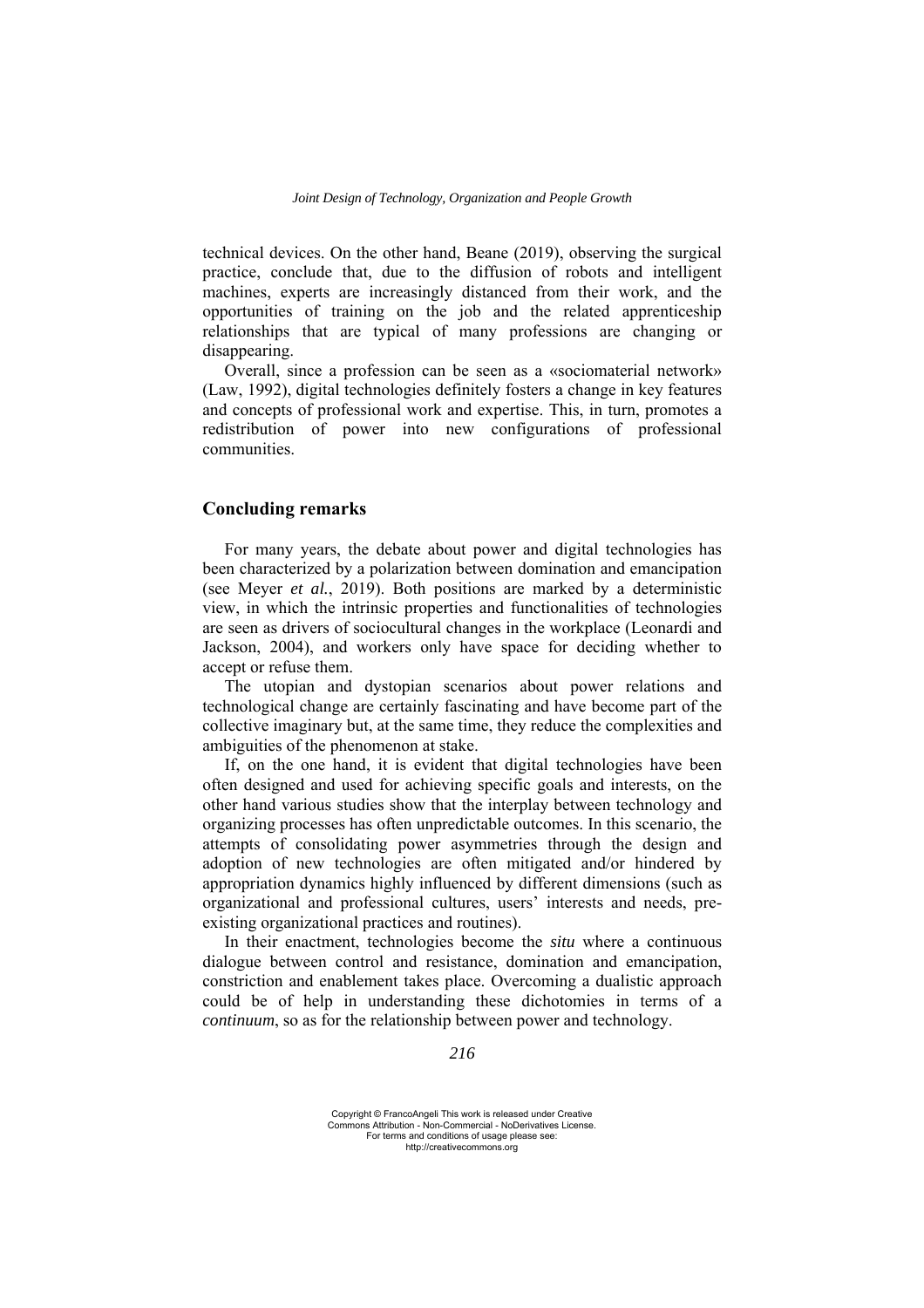technical devices. On the other hand, Beane (2019), observing the surgical practice, conclude that, due to the diffusion of robots and intelligent machines, experts are increasingly distanced from their work, and the opportunities of training on the job and the related apprenticeship relationships that are typical of many professions are changing or disappearing.

Overall, since a profession can be seen as a «sociomaterial network» (Law, 1992), digital technologies definitely fosters a change in key features and concepts of professional work and expertise. This, in turn, promotes a redistribution of power into new configurations of professional communities.

## Concluding remarks

For many years, the debate about power and digital technologies has been characterized by a polarization between domination and emancipation (see Meyer *et al.*, 2019). Both positions are marked by a deterministic view, in which the intrinsic properties and functionalities of technologies are seen as drivers of sociocultural changes in the workplace (Leonardi and Jackson, 2004), and workers only have space for deciding whether to accept or refuse them.

The utopian and dystopian scenarios about power relations and technological change are certainly fascinating and have become part of the collective imaginary but, at the same time, they reduce the complexities and ambiguities of the phenomenon at stake.

If, on the one hand, it is evident that digital technologies have been often designed and used for achieving specific goals and interests, on the other hand various studies show that the interplay between technology and organizing processes has often unpredictable outcomes. In this scenario, the attempts of consolidating power asymmetries through the design and adoption of new technologies are often mitigated and/or hindered by appropriation dynamics highly influenced by different dimensions (such as organizational and professional cultures, users' interests and needs, pre-existing organizational practices and routines).

In their enactment, technologies become the *situ* where a continuous dialogue between control and resistance, domination and emancipation, constriction and enablement takes place. Overcoming a dualistic approach could be of help in understanding these dichotomies in terms of a *continuum*, so as for the relationship between power and technology.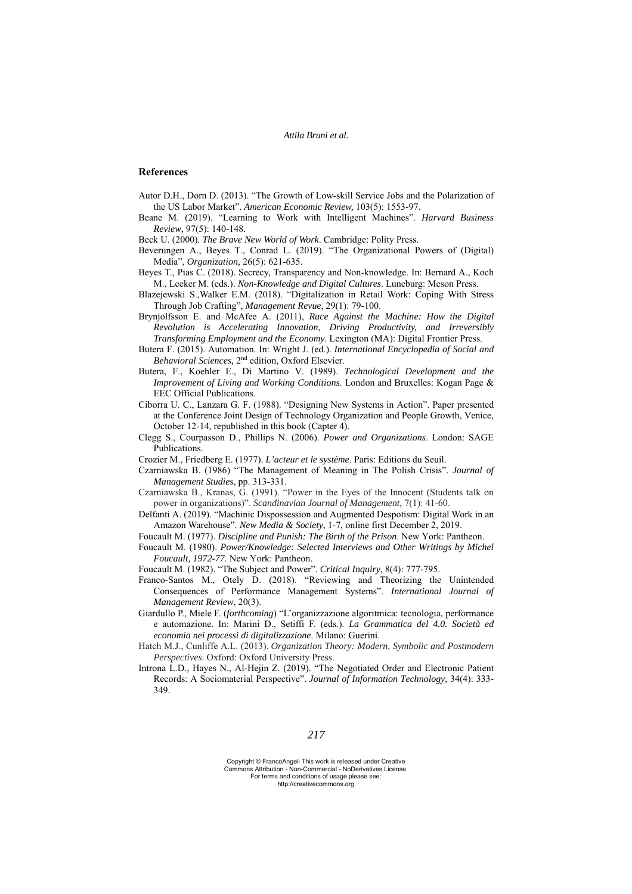## References

Autor D.H., Dorn D. (2013). "The Growth of Low-skill Service Jobs and the Polarization of the US Labor Market". *American Economic Review,* 103(5): 1553-97.

Beane M. (2019). "Learning to Work with Intelligent Machines". *Harvard Business Review*, 97(5): 140-148.

Beck U. (2000). *The Brave New World of Work*. Cambridge: Polity Press.

Beverungen A., Beyes T., Conrad L. (2019). "The Organizational Powers of (Digital) Media", *Organization,* 26(5): 621-635.

Beyes T., Pias C. (2018). Secrecy, Transparency and Non-knowledge. In: Bernard A., Koch M., Leeker M. (eds.). *Non-Knowledge and Digital Cultures*. Luneburg: Meson Press.

Blazejewski S.,Walker E.M. (2018). "Digitalization in Retail Work: Coping With Stress Through Job Crafting", *Management Revue*, 29(1): 79-100.

Brynjolfsson E. and McAfee A. (2011), *Race Against the Machine: How the Digital Revolution is Accelerating Innovation, Driving Productivity, and Irreversibly Transforming Employment and the Economy*. Lexington (MA): Digital Frontier Press.

Butera F. (2015). Automation. In: Wright J. (ed.). *International Encyclopedia of Social and Behavioral Sciences,* 2nd edition, Oxford Elsevier.

Butera, F., Koehler E., Di Martino V. (1989). *Technological Development and the Improvement of Living and Working Conditions*. London and Bruxelles: Kogan Page & EEC Official Publications.

Ciborra U. C., Lanzara G. F. (1988). "Designing New Systems in Action". Paper presented at the Conference Joint Design of Technology Organization and People Growth, Venice, October 12-14, republished in this book (Capter 4).

Clegg S., Courpasson D., Phillips N. (2006). *Power and Organizations*. London: SAGE Publications.

Crozier M., Friedberg E. (1977). *L'acteur et le système*. Paris: Editions du Seuil.

Czarniawska B. (1986) "The Management of Meaning in The Polish Crisis". *Journal of Management Studies*, pp. 313-331.

Czarniawska B., Kranas, G. (1991). "Power in the Eyes of the Innocent (Students talk on power in organizations)". *Scandinavian Journal of Management*, 7(1): 41-60.

Delfanti A. (2019). "Machinic Dispossession and Augmented Despotism: Digital Work in an Amazon Warehouse". *New Media & Society*, 1-7, online first December 2, 2019.

Foucault M. (1977). *Discipline and Punish: The Birth of the Prison*. New York: Pantheon.

Foucault M. (1980). *Power/Knowledge: Selected Interviews and Other Writings by Michel Foucault, 1972-77*. New York: Pantheon.

Foucault M. (1982). "The Subject and Power". *Critical Inquiry*, 8(4): 777-795.

Franco-Santos M., Otely D. (2018). "Reviewing and Theorizing the Unintended Consequences of Performance Management Systems". *International Journal of Management Review*, 20(3).

Giardullo P., Miele F. (*forthcoming*) "L'organizzazione algoritmica: tecnologia, performance e automazione. In: Marini D., Setiffi F. (eds.). *La Grammatica del 4.0. Società ed economia nei processi di digitalizzazione*. Milano: Guerini.

Hatch M.J., Cunliffe A.L. (2013). *Organization Theory: Modern, Symbolic and Postmodern Perspectives*. Oxford: Oxford University Press.

Introna L.D., Hayes N., Al-Hejin Z. (2019). "The Negotiated Order and Electronic Patient Records: A Sociomaterial Perspective". *Journal of Information Technology*, 34(4): 333-349.

Copyright © FrancoAngeli This work is released under Creative Commons Attribution - Non-Commercial - NoDerivatives License. For terms and conditions of usage please see: http://creativecommons.org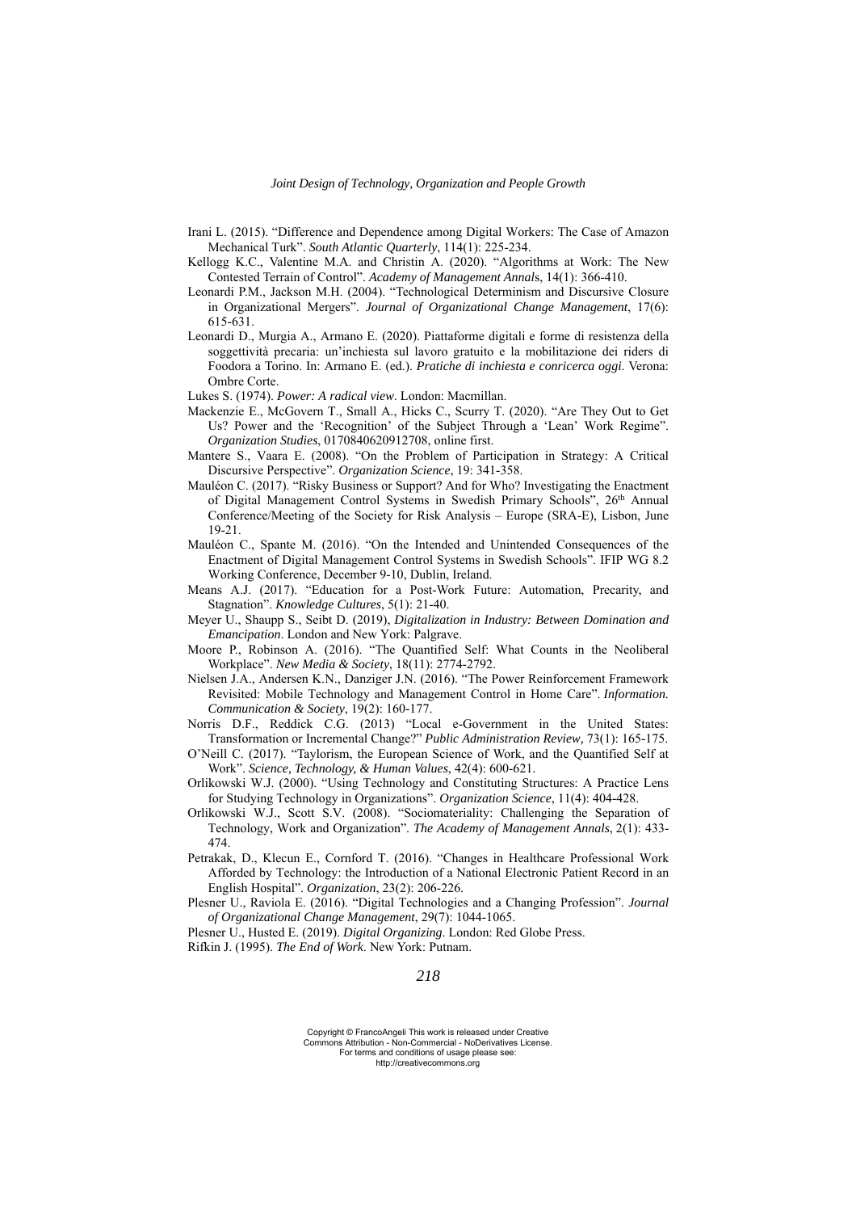Irani L. (2015). "Difference and Dependence among Digital Workers: The Case of Amazon Mechanical Turk". *South Atlantic Quarterly*, 114(1): 225-234.

Kellogg K.C., Valentine M.A. and Christin A. (2020). "Algorithms at Work: The New Contested Terrain of Control". *Academy of Management Annals*, 14(1): 366-410.

Leonardi P.M., Jackson M.H. (2004). "Technological Determinism and Discursive Closure in Organizational Mergers". *Journal of Organizational Change Management*, 17(6): 615-631.

Leonardi D., Murgia A., Armano E. (2020). Piattaforme digitali e forme di resistenza della soggettività precaria: un'inchiesta sul lavoro gratuito e la mobilitazione dei riders di Foodora a Torino. In: Armano E. (ed.). *Pratiche di inchiesta e conricerca oggi*. Verona: Ombre Corte.

Lukes S. (1974). *Power: A radical view*. London: Macmillan.

Mackenzie E., McGovern T., Small A., Hicks C., Scurry T. (2020). "Are They Out to Get Us? Power and the 'Recognition' of the Subject Through a 'Lean' Work Regime". *Organization Studies*, 0170840620912708, online first.

Mantere S., Vaara E. (2008). "On the Problem of Participation in Strategy: A Critical Discursive Perspective". *Organization Science*, 19: 341-358.

Mauléon C. (2017). "Risky Business or Support? And for Who? Investigating the Enactment of Digital Management Control Systems in Swedish Primary Schools", 26th Annual Conference/Meeting of the Society for Risk Analysis – Europe (SRA-E), Lisbon, June 19-21.

Mauléon C., Spante M. (2016). "On the Intended and Unintended Consequences of the Enactment of Digital Management Control Systems in Swedish Schools". IFIP WG 8.2 Working Conference, December 9-10, Dublin, Ireland.

Means A.J. (2017). "Education for a Post-Work Future: Automation, Precarity, and Stagnation". *Knowledge Cultures*, 5(1): 21-40.

Meyer U., Shaupp S., Seibt D. (2019), *Digitalization in Industry: Between Domination and Emancipation*. London and New York: Palgrave.

Moore P., Robinson A. (2016). "The Quantified Self: What Counts in the Neoliberal Workplace". *New Media & Society*, 18(11): 2774-2792.

Nielsen J.A., Andersen K.N., Danziger J.N. (2016). "The Power Reinforcement Framework Revisited: Mobile Technology and Management Control in Home Care". *Information. Communication & Society*, 19(2): 160-177.

Norris D.F., Reddick C.G. (2013) "Local e-Government in the United States: Transformation or Incremental Change?" *Public Administration Review,* 73(1): 165-175.

O'Neill C. (2017). "Taylorism, the European Science of Work, and the Quantified Self at Work". *Science, Technology, & Human Values*, 42(4): 600-621.

Orlikowski W.J. (2000). "Using Technology and Constituting Structures: A Practice Lens for Studying Technology in Organizations". *Organization Science*, 11(4): 404-428.

Orlikowski W.J., Scott S.V. (2008). "Sociomateriality: Challenging the Separation of Technology, Work and Organization". *The Academy of Management Annals*, 2(1): 433-474.

Petrakak, D., Klecun E., Cornford T. (2016). "Changes in Healthcare Professional Work Afforded by Technology: the Introduction of a National Electronic Patient Record in an English Hospital". *Organization*, 23(2): 206-226.

Plesner U., Raviola E. (2016). "Digital Technologies and a Changing Profession". *Journal of Organizational Change Management*, 29(7): 1044-1065.

Plesner U., Husted E. (2019). *Digital Organizing*. London: Red Globe Press.

Rifkin J. (1995). *The End of Work*. New York: Putnam.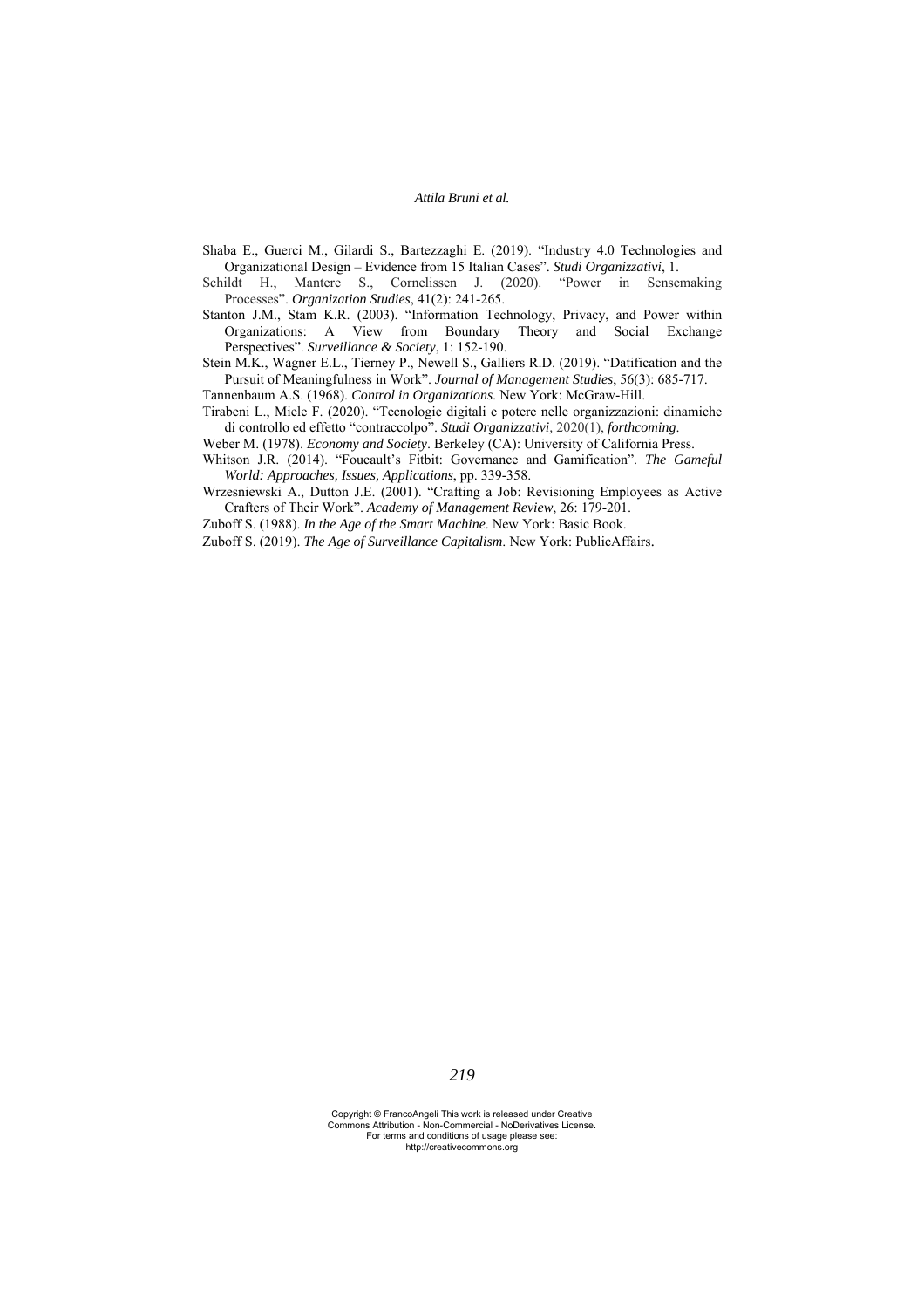Shaba E., Guerci M., Gilardi S., Bartezzaghi E. (2019). "Industry 4.0 Technologies and Organizational Design – Evidence from 15 Italian Cases". *Studi Organizzativi*, 1.

Schildt H., Mantere S., Cornelissen J. (2020). "Power in Sensemaking Processes". *Organization Studies*, 41(2): 241-265.

Stanton J.M., Stam K.R. (2003). "Information Technology, Privacy, and Power within Organizations: A View from Boundary Theory and Social Exchange Perspectives". *Surveillance & Society*, 1: 152-190.

Stein M.K., Wagner E.L., Tierney P., Newell S., Galliers R.D. (2019). "Datification and the Pursuit of Meaningfulness in Work". *Journal of Management Studies*, 56(3): 685-717.

Tannenbaum A.S. (1968). *Control in Organizations*. New York: McGraw-Hill.

Tirabeni L., Miele F. (2020). "Tecnologie digitali e potere nelle organizzazioni: dinamiche di controllo ed effetto "contraccolpo"". *Studi Organizzativi*, 2020(1), *forthcoming*.

Weber M. (1978). *Economy and Society*. Berkeley (CA): University of California Press.

Whitson J.R. (2014). "Foucault's Fitbit: Governance and Gamification". *The Gameful World: Approaches, Issues, Applications*, pp. 339-358.

Wrzesniewski A., Dutton J.E. (2001). "Crafting a Job: Revisioning Employees as Active Crafters of Their Work". *Academy of Management Review*, 26: 179-201.

Zuboff S. (1988). *In the Age of the Smart Machine*. New York: Basic Book.

Zuboff S. (2019). *The Age of Surveillance Capitalism*. New York: PublicAffairs.

Copyright © FrancoAngeli This work is released under Creative Commons Attribution - Non-Commercial - NoDerivatives License. For terms and conditions of usage please see: http://creativecommons.org